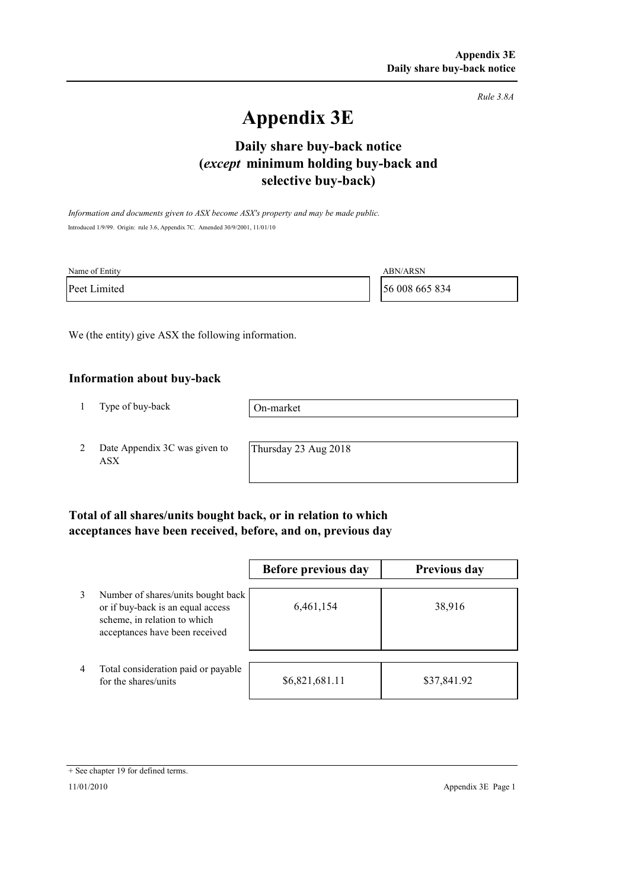*Rule 3.8A*

# Appendix 3E

## Daily share buy-back notice (*except* minimum holding buy-back and selective buy-back)

*Information and documents given to ASX become ASX's property and may be made public.*

Introduced 1/9/99. Origin: rule 3.6, Appendix 7C. Amended 30/9/2001, 11/01/10

| Name of Entity | ABN/ARSN |
|---|---|
| Peet Limited | 56 008 665 834 |

We (the entity) give ASX the following information.

### Information about buy-back

| | | |
|---|---|---|
| 1 | Type of buy-back | On-market |
| 2 | Date Appendix 3C was given to ASX | Thursday 23 Aug 2018 |

### Total of all shares/units bought back, or in relation to which acceptances have been received, before, and on, previous day

| | | Before previous day | Previous day |
|---|---|---|---|
| 3 | Number of shares/units bought back or if buy-back is an equal access scheme, in relation to which acceptances have been received | 6,461,154 | 38,916 |
| 4 | Total consideration paid or payable for the shares/units | $6,821,681.11 | $37,841.92 |

+ See chapter 19 for defined terms.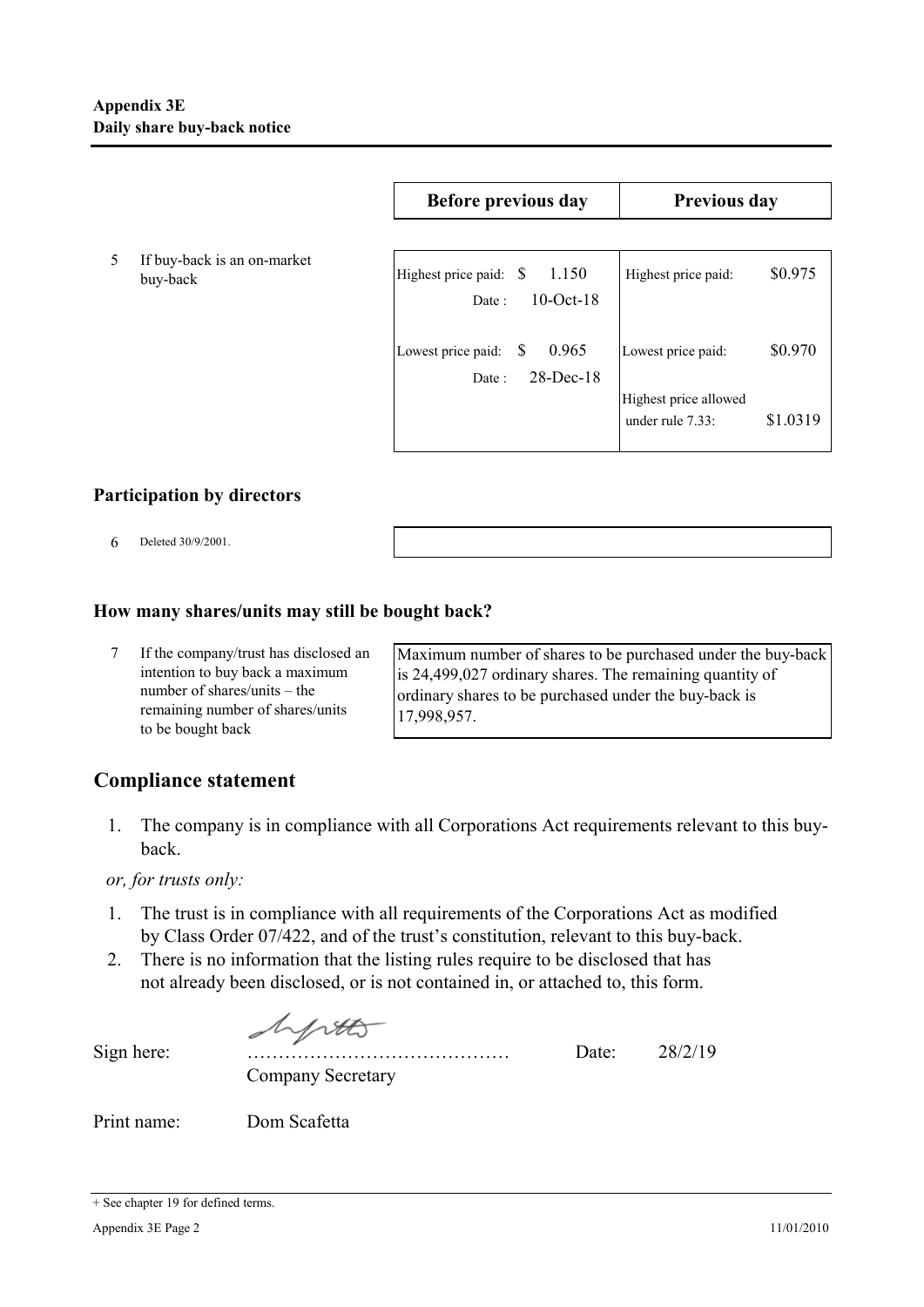**Appendix 3E**
**Daily share buy-back notice**

| | | Before previous day | Previous day |
|---|---|---|---|
| 5 | If buy-back is an on-market buy-back | Highest price paid: $ 1.150<br>Date : 10-Oct-18<br><br>Lowest price paid: $ 0.965<br>Date : 28-Dec-18 | Highest price paid: $0.975<br><br>Lowest price paid: $0.970<br><br>Highest price allowed under rule 7.33: $1.0319 |

## Participation by directors

| | | |
|---|---|---|
| 6 | Deleted 30/9/2001. | |

## How many shares/units may still be bought back?

| | | |
|---|---|---|
| 7 | If the company/trust has disclosed an intention to buy back a maximum number of shares/units – the remaining number of shares/units to be bought back | Maximum number of shares to be purchased under the buy-back is 24,499,027 ordinary shares. The remaining quantity of ordinary shares to be purchased under the buy-back is 17,998,957. |

## Compliance statement

1. The company is in compliance with all Corporations Act requirements relevant to this buy-back.

*or, for trusts only:*

1. The trust is in compliance with all requirements of the Corporations Act as modified by Class Order 07/422, and of the trust's constitution, relevant to this buy-back.
2. There is no information that the listing rules require to be disclosed that has not already been disclosed, or is not contained in, or attached to, this form.

Sign here: …………………………………… Date: 28/2/19
Company Secretary

Print name: Dom Scafetta

+ See chapter 19 for defined terms.